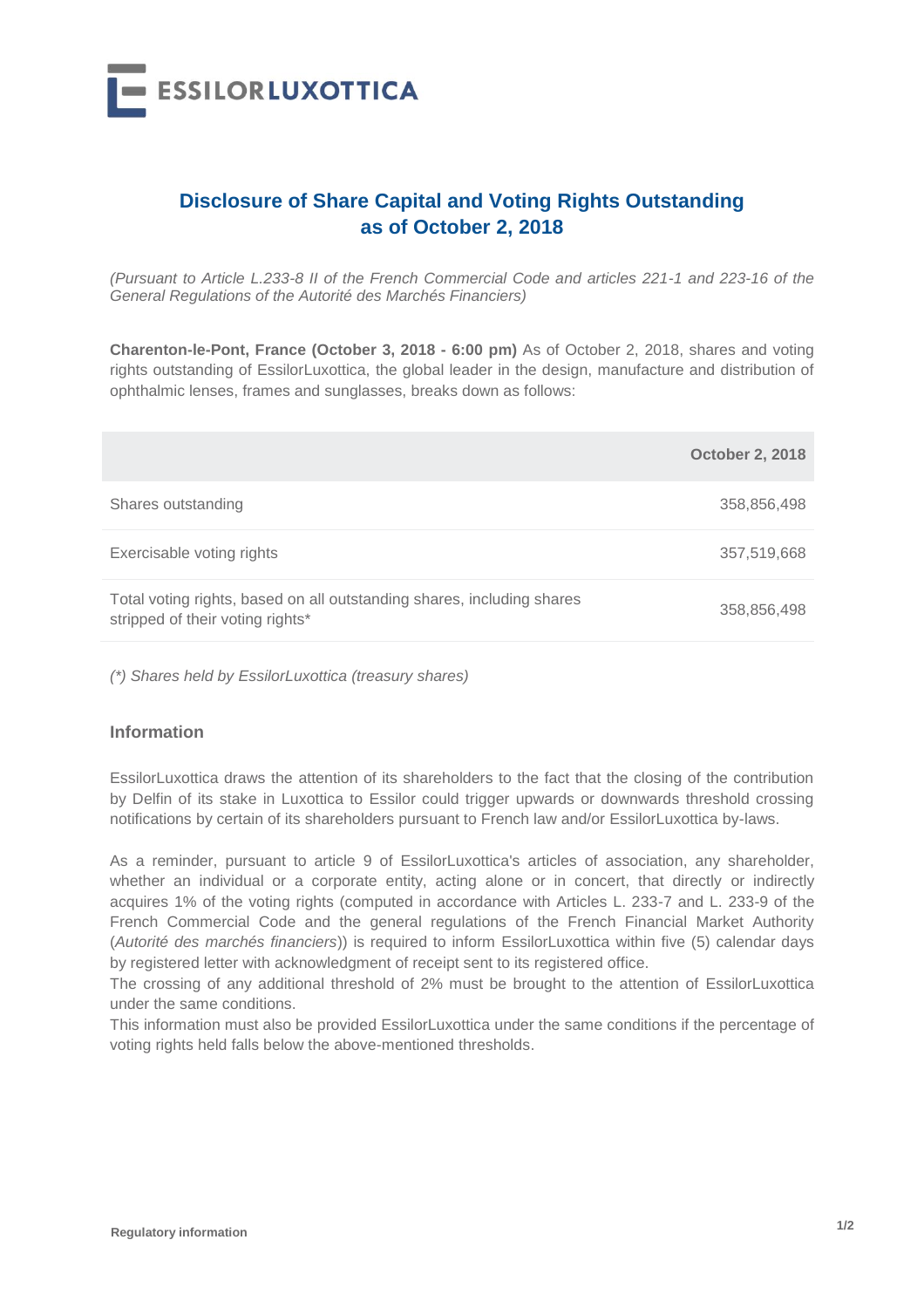# Disclosure of Share Capital and Voting Rights Outstanding as of October 2, 2018

*(Pursuant to Article L.233-8 II of the French Commercial Code and articles 221-1 and 223-16 of the General Regulations of the Autorité des Marchés Financiers)*

**Charenton-le-Pont, France (October 3, 2018 - 6:00 pm)** As of October 2, 2018, shares and voting rights outstanding of EssilorLuxottica, the global leader in the design, manufacture and distribution of ophthalmic lenses, frames and sunglasses, breaks down as follows:

| | October 2, 2018 |
|---|---|
| Shares outstanding | 358,856,498 |
| Exercisable voting rights | 357,519,668 |
| Total voting rights, based on all outstanding shares, including shares stripped of their voting rights* | 358,856,498 |

*(\*) Shares held by EssilorLuxottica (treasury shares)*

### Information

EssilorLuxottica draws the attention of its shareholders to the fact that the closing of the contribution by Delfin of its stake in Luxottica to Essilor could trigger upwards or downwards threshold crossing notifications by certain of its shareholders pursuant to French law and/or EssilorLuxottica by-laws.

As a reminder, pursuant to article 9 of EssilorLuxottica's articles of association, any shareholder, whether an individual or a corporate entity, acting alone or in concert, that directly or indirectly acquires 1% of the voting rights (computed in accordance with Articles L. 233-7 and L. 233-9 of the French Commercial Code and the general regulations of the French Financial Market Authority (*Autorité des marchés financiers*)) is required to inform EssilorLuxottica within five (5) calendar days by registered letter with acknowledgment of receipt sent to its registered office.
The crossing of any additional threshold of 2% must be brought to the attention of EssilorLuxottica under the same conditions.
This information must also be provided EssilorLuxottica under the same conditions if the percentage of voting rights held falls below the above-mentioned thresholds.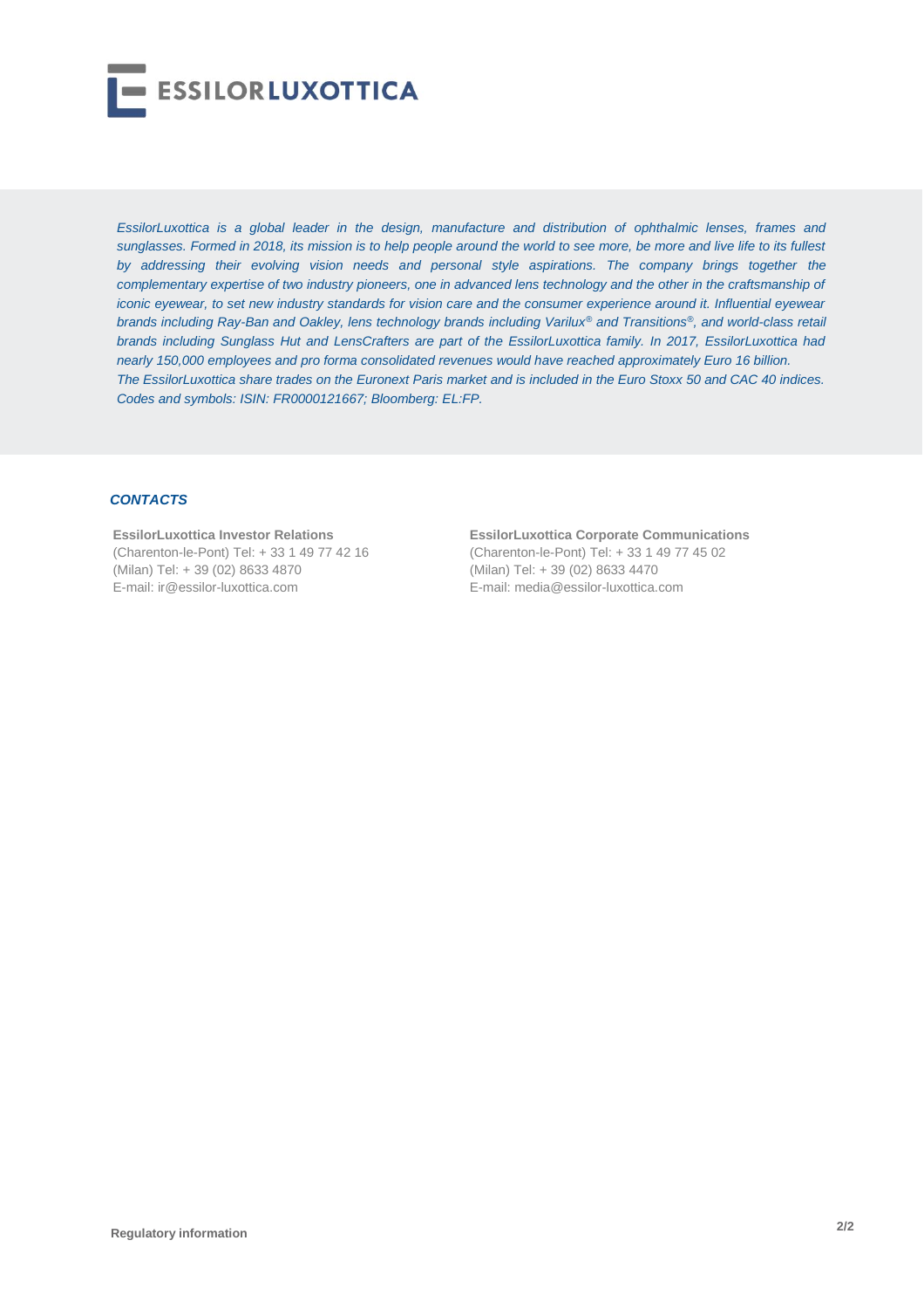*EssilorLuxottica is a global leader in the design, manufacture and distribution of ophthalmic lenses, frames and sunglasses. Formed in 2018, its mission is to help people around the world to see more, be more and live life to its fullest by addressing their evolving vision needs and personal style aspirations. The company brings together the complementary expertise of two industry pioneers, one in advanced lens technology and the other in the craftsmanship of iconic eyewear, to set new industry standards for vision care and the consumer experience around it. Influential eyewear brands including Ray-Ban and Oakley, lens technology brands including Varilux® and Transitions®, and world-class retail brands including Sunglass Hut and LensCrafters are part of the EssilorLuxottica family. In 2017, EssilorLuxottica had nearly 150,000 employees and pro forma consolidated revenues would have reached approximately Euro 16 billion.*
*The EssilorLuxottica share trades on the Euronext Paris market and is included in the Euro Stoxx 50 and CAC 40 indices.*
*Codes and symbols: ISIN: FR0000121667; Bloomberg: EL:FP.*

### *CONTACTS*

**EssilorLuxottica Investor Relations**
(Charenton-le-Pont) Tel: + 33 1 49 77 42 16
(Milan) Tel: + 39 (02) 8633 4870
E-mail: ir@essilor-luxottica.com

**EssilorLuxottica Corporate Communications**
(Charenton-le-Pont) Tel: + 33 1 49 77 45 02
(Milan) Tel: + 39 (02) 8633 4470
E-mail: media@essilor-luxottica.com